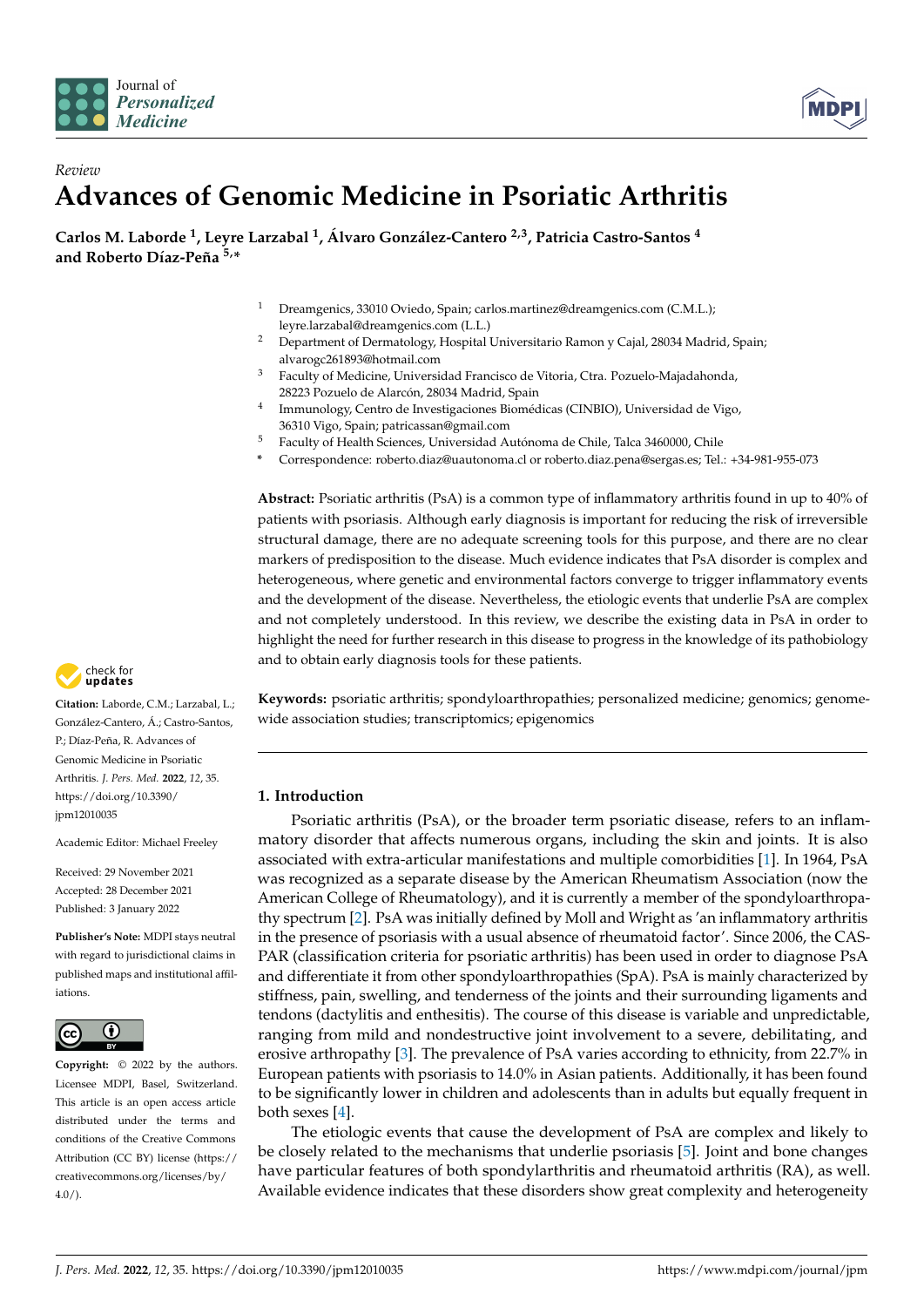*Review*

# Advances of Genomic Medicine in Psoriatic Arthritis

**Carlos M. Laborde [1], Leyre Larzabal [1], Álvaro González-Cantero [2,3], Patricia Castro-Santos [4] and Roberto Díaz-Peña [5,*]**

[1] Dreamgenics, 33010 Oviedo, Spain; carlos.martinez@dreamgenics.com (C.M.L.); leyre.larzabal@dreamgenics.com (L.L.)
[2] Department of Dermatology, Hospital Universitario Ramon y Cajal, 28034 Madrid, Spain; alvarogc261893@hotmail.com
[3] Faculty of Medicine, Universidad Francisco de Vitoria, Ctra. Pozuelo-Majadahonda, 28223 Pozuelo de Alarcón, 28034 Madrid, Spain
[4] Immunology, Centro de Investigaciones Biomédicas (CINBIO), Universidad de Vigo, 36310 Vigo, Spain; patricassan@gmail.com
[5] Faculty of Health Sciences, Universidad Autónoma de Chile, Talca 3460000, Chile
* Correspondence: roberto.diaz@uautonoma.cl or roberto.diaz.pena@sergas.es; Tel.: +34-981-955-073

**Abstract:** Psoriatic arthritis (PsA) is a common type of inflammatory arthritis found in up to 40% of patients with psoriasis. Although early diagnosis is important for reducing the risk of irreversible structural damage, there are no adequate screening tools for this purpose, and there are no clear markers of predisposition to the disease. Much evidence indicates that PsA disorder is complex and heterogeneous, where genetic and environmental factors converge to trigger inflammatory events and the development of the disease. Nevertheless, the etiologic events that underlie PsA are complex and not completely understood. In this review, we describe the existing data in PsA in order to highlight the need for further research in this disease to progress in the knowledge of its pathobiology and to obtain early diagnosis tools for these patients.

**Keywords:** psoriatic arthritis; spondyloarthropathies; personalized medicine; genomics; genome-wide association studies; transcriptomics; epigenomics

**Citation:** Laborde, C.M.; Larzabal, L.; González-Cantero, Á.; Castro-Santos, P.; Díaz-Peña, R. Advances of Genomic Medicine in Psoriatic Arthritis. *J. Pers. Med.* **2022**, *12*, 35. https://doi.org/10.3390/jpm12010035

Academic Editor: Michael Freeley

Received: 29 November 2021
Accepted: 28 December 2021
Published: 3 January 2022

**Publisher's Note:** MDPI stays neutral with regard to jurisdictional claims in published maps and institutional affiliations.

**Copyright:** © 2022 by the authors. Licensee MDPI, Basel, Switzerland. This article is an open access article distributed under the terms and conditions of the Creative Commons Attribution (CC BY) license (https://creativecommons.org/licenses/by/4.0/).

## 1. Introduction

Psoriatic arthritis (PsA), or the broader term psoriatic disease, refers to an inflammatory disorder that affects numerous organs, including the skin and joints. It is also associated with extra-articular manifestations and multiple comorbidities [1]. In 1964, PsA was recognized as a separate disease by the American Rheumatism Association (now the American College of Rheumatology), and it is currently a member of the spondyloarthropathy spectrum [2]. PsA was initially defined by Moll and Wright as 'an inflammatory arthritis in the presence of psoriasis with a usual absence of rheumatoid factor'. Since 2006, the CASPAR (classification criteria for psoriatic arthritis) has been used in order to diagnose PsA and differentiate it from other spondyloarthropathies (SpA). PsA is mainly characterized by stiffness, pain, swelling, and tenderness of the joints and their surrounding ligaments and tendons (dactylitis and enthesitis). The course of this disease is variable and unpredictable, ranging from mild and nondestructive joint involvement to a severe, debilitating, and erosive arthropathy [3]. The prevalence of PsA varies according to ethnicity, from 22.7% in European patients with psoriasis to 14.0% in Asian patients. Additionally, it has been found to be significantly lower in children and adolescents than in adults but equally frequent in both sexes [4].

The etiologic events that cause the development of PsA are complex and likely to be closely related to the mechanisms that underlie psoriasis [5]. Joint and bone changes have particular features of both spondylarthritis and rheumatoid arthritis (RA), as well. Available evidence indicates that these disorders show great complexity and heterogeneity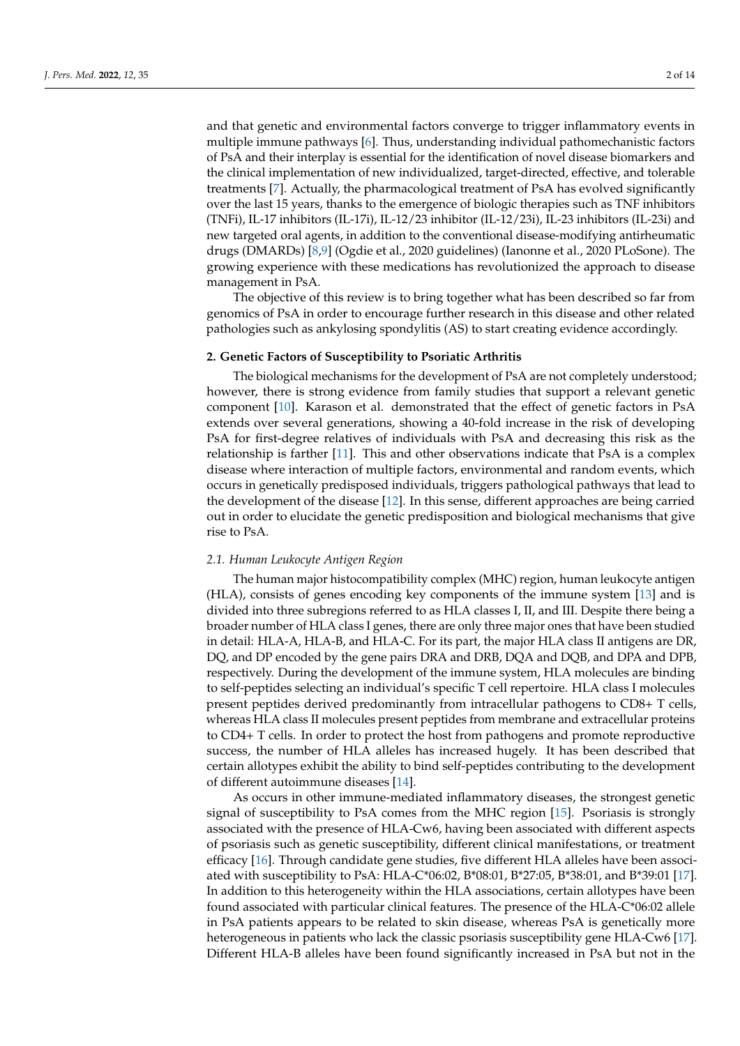and that genetic and environmental factors converge to trigger inflammatory events in multiple immune pathways [6]. Thus, understanding individual pathomechanistic factors of PsA and their interplay is essential for the identification of novel disease biomarkers and the clinical implementation of new individualized, target-directed, effective, and tolerable treatments [7]. Actually, the pharmacological treatment of PsA has evolved significantly over the last 15 years, thanks to the emergence of biologic therapies such as TNF inhibitors (TNFi), IL-17 inhibitors (IL-17i), IL-12/23 inhibitor (IL-12/23i), IL-23 inhibitors (IL-23i) and new targeted oral agents, in addition to the conventional disease-modifying antirheumatic drugs (DMARDs) [8,9] (Ogdie et al., 2020 guidelines) (Ianonne et al., 2020 PLoSone). The growing experience with these medications has revolutionized the approach to disease management in PsA.

The objective of this review is to bring together what has been described so far from genomics of PsA in order to encourage further research in this disease and other related pathologies such as ankylosing spondylitis (AS) to start creating evidence accordingly.

## 2. Genetic Factors of Susceptibility to Psoriatic Arthritis

The biological mechanisms for the development of PsA are not completely understood; however, there is strong evidence from family studies that support a relevant genetic component [10]. Karason et al. demonstrated that the effect of genetic factors in PsA extends over several generations, showing a 40-fold increase in the risk of developing PsA for first-degree relatives of individuals with PsA and decreasing this risk as the relationship is farther [11]. This and other observations indicate that PsA is a complex disease where interaction of multiple factors, environmental and random events, which occurs in genetically predisposed individuals, triggers pathological pathways that lead to the development of the disease [12]. In this sense, different approaches are being carried out in order to elucidate the genetic predisposition and biological mechanisms that give rise to PsA.

### 2.1. Human Leukocyte Antigen Region

The human major histocompatibility complex (MHC) region, human leukocyte antigen (HLA), consists of genes encoding key components of the immune system [13] and is divided into three subregions referred to as HLA classes I, II, and III. Despite there being a broader number of HLA class I genes, there are only three major ones that have been studied in detail: HLA-A, HLA-B, and HLA-C. For its part, the major HLA class II antigens are DR, DQ, and DP encoded by the gene pairs DRA and DRB, DQA and DQB, and DPA and DPB, respectively. During the development of the immune system, HLA molecules are binding to self-peptides selecting an individual's specific T cell repertoire. HLA class I molecules present peptides derived predominantly from intracellular pathogens to CD8+ T cells, whereas HLA class II molecules present peptides from membrane and extracellular proteins to CD4+ T cells. In order to protect the host from pathogens and promote reproductive success, the number of HLA alleles has increased hugely. It has been described that certain allotypes exhibit the ability to bind self-peptides contributing to the development of different autoimmune diseases [14].

As occurs in other immune-mediated inflammatory diseases, the strongest genetic signal of susceptibility to PsA comes from the MHC region [15]. Psoriasis is strongly associated with the presence of HLA-Cw6, having been associated with different aspects of psoriasis such as genetic susceptibility, different clinical manifestations, or treatment efficacy [16]. Through candidate gene studies, five different HLA alleles have been associated with susceptibility to PsA: HLA-C*06:02, B*08:01, B*27:05, B*38:01, and B*39:01 [17]. In addition to this heterogeneity within the HLA associations, certain allotypes have been found associated with particular clinical features. The presence of the HLA-C*06:02 allele in PsA patients appears to be related to skin disease, whereas PsA is genetically more heterogeneous in patients who lack the classic psoriasis susceptibility gene HLA-Cw6 [17]. Different HLA-B alleles have been found significantly increased in PsA but not in the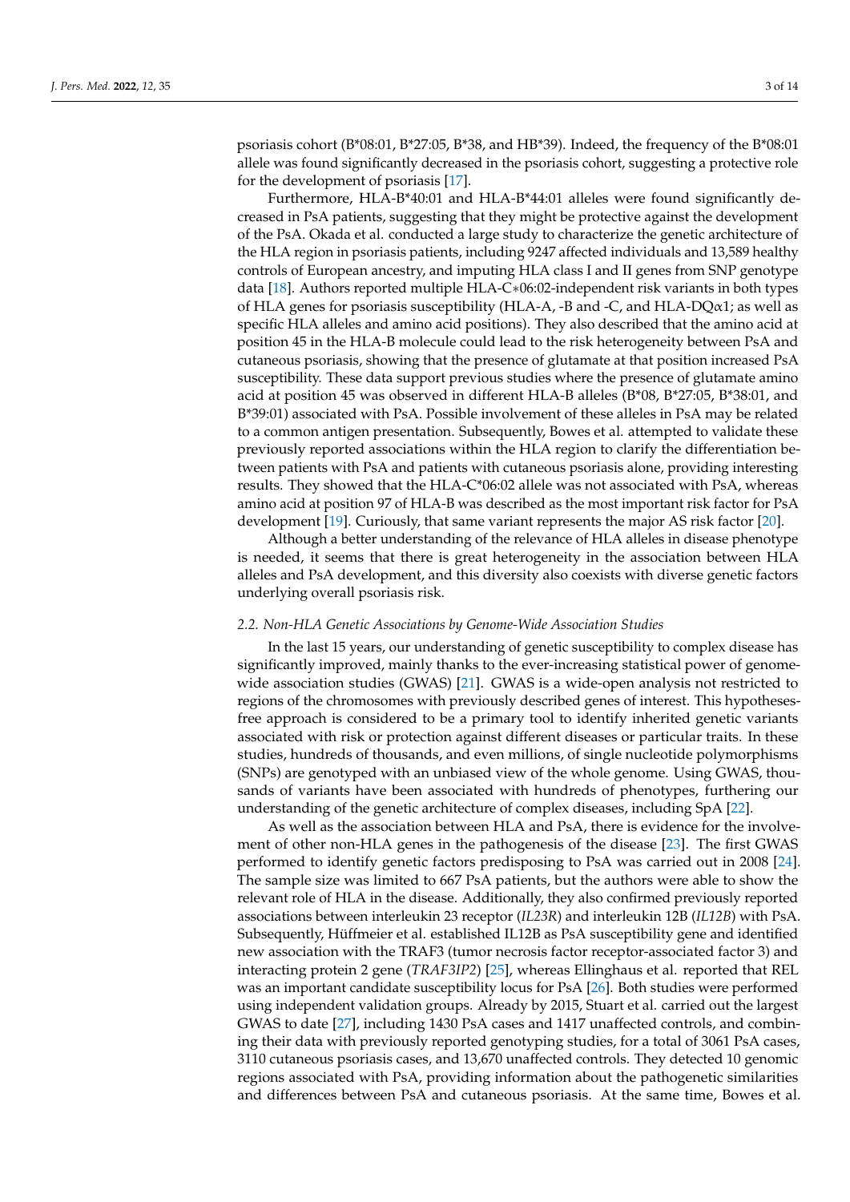psoriasis cohort (B*08:01, B*27:05, B*38, and HB*39). Indeed, the frequency of the B*08:01 allele was found significantly decreased in the psoriasis cohort, suggesting a protective role for the development of psoriasis [17].

Furthermore, HLA-B*40:01 and HLA-B*44:01 alleles were found significantly decreased in PsA patients, suggesting that they might be protective against the development of the PsA. Okada et al. conducted a large study to characterize the genetic architecture of the HLA region in psoriasis patients, including 9247 affected individuals and 13,589 healthy controls of European ancestry, and imputing HLA class I and II genes from SNP genotype data [18]. Authors reported multiple HLA-C∗06:02-independent risk variants in both types of HLA genes for psoriasis susceptibility (HLA-A, -B and -C, and HLA-DQα1; as well as specific HLA alleles and amino acid positions). They also described that the amino acid at position 45 in the HLA-B molecule could lead to the risk heterogeneity between PsA and cutaneous psoriasis, showing that the presence of glutamate at that position increased PsA susceptibility. These data support previous studies where the presence of glutamate amino acid at position 45 was observed in different HLA-B alleles (B*08, B*27:05, B*38:01, and B*39:01) associated with PsA. Possible involvement of these alleles in PsA may be related to a common antigen presentation. Subsequently, Bowes et al. attempted to validate these previously reported associations within the HLA region to clarify the differentiation between patients with PsA and patients with cutaneous psoriasis alone, providing interesting results. They showed that the HLA-C*06:02 allele was not associated with PsA, whereas amino acid at position 97 of HLA-B was described as the most important risk factor for PsA development [19]. Curiously, that same variant represents the major AS risk factor [20].

Although a better understanding of the relevance of HLA alleles in disease phenotype is needed, it seems that there is great heterogeneity in the association between HLA alleles and PsA development, and this diversity also coexists with diverse genetic factors underlying overall psoriasis risk.

### 2.2. Non-HLA Genetic Associations by Genome-Wide Association Studies

In the last 15 years, our understanding of genetic susceptibility to complex disease has significantly improved, mainly thanks to the ever-increasing statistical power of genome-wide association studies (GWAS) [21]. GWAS is a wide-open analysis not restricted to regions of the chromosomes with previously described genes of interest. This hypotheses-free approach is considered to be a primary tool to identify inherited genetic variants associated with risk or protection against different diseases or particular traits. In these studies, hundreds of thousands, and even millions, of single nucleotide polymorphisms (SNPs) are genotyped with an unbiased view of the whole genome. Using GWAS, thousands of variants have been associated with hundreds of phenotypes, furthering our understanding of the genetic architecture of complex diseases, including SpA [22].

As well as the association between HLA and PsA, there is evidence for the involvement of other non-HLA genes in the pathogenesis of the disease [23]. The first GWAS performed to identify genetic factors predisposing to PsA was carried out in 2008 [24]. The sample size was limited to 667 PsA patients, but the authors were able to show the relevant role of HLA in the disease. Additionally, they also confirmed previously reported associations between interleukin 23 receptor (*IL23R*) and interleukin 12B (*IL12B*) with PsA. Subsequently, Hüffmeier et al. established IL12B as PsA susceptibility gene and identified new association with the TRAF3 (tumor necrosis factor receptor-associated factor 3) and interacting protein 2 gene (*TRAF3IP2*) [25], whereas Ellinghaus et al. reported that REL was an important candidate susceptibility locus for PsA [26]. Both studies were performed using independent validation groups. Already by 2015, Stuart et al. carried out the largest GWAS to date [27], including 1430 PsA cases and 1417 unaffected controls, and combining their data with previously reported genotyping studies, for a total of 3061 PsA cases, 3110 cutaneous psoriasis cases, and 13,670 unaffected controls. They detected 10 genomic regions associated with PsA, providing information about the pathogenic similarities and differences between PsA and cutaneous psoriasis. At the same time, Bowes et al.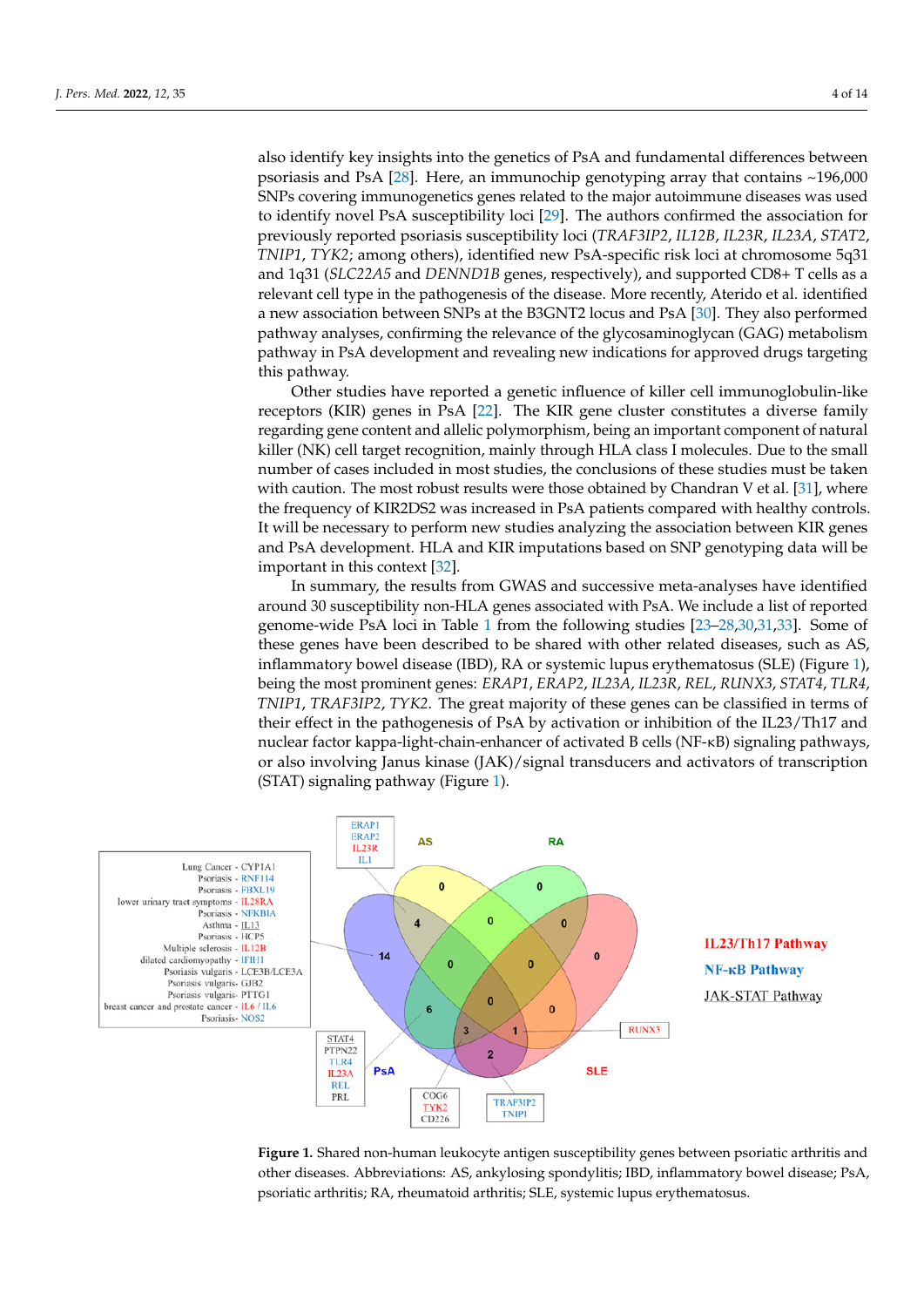also identify key insights into the genetics of PsA and fundamental differences between psoriasis and PsA [28]. Here, an immunochip genotyping array that contains ~196,000 SNPs covering immunogenetics genes related to the major autoimmune diseases was used to identify novel PsA susceptibility loci [29]. The authors confirmed the association for previously reported psoriasis susceptibility loci (*TRAF3IP2*, *IL12B*, *IL23R*, *IL23A*, *STAT2*, *TNIP1*, *TYK2*; among others), identified new PsA-specific risk loci at chromosome 5q31 and 1q31 (*SLC22A5* and *DENND1B* genes, respectively), and supported CD8+ T cells as a relevant cell type in the pathogenesis of the disease. More recently, Aterido et al. identified a new association between SNPs at the B3GNT2 locus and PsA [30]. They also performed pathway analyses, confirming the relevance of the glycosaminoglycan (GAG) metabolism pathway in PsA development and revealing new indications for approved drugs targeting this pathway.

Other studies have reported a genetic influence of killer cell immunoglobulin-like receptors (KIR) genes in PsA [22]. The KIR gene cluster constitutes a diverse family regarding gene content and allelic polymorphism, being an important component of natural killer (NK) cell target recognition, mainly through HLA class I molecules. Due to the small number of cases included in most studies, the conclusions of these studies must be taken with caution. The most robust results were those obtained by Chandran V et al. [31], where the frequency of KIR2DS2 was increased in PsA patients compared with healthy controls. It will be necessary to perform new studies analyzing the association between KIR genes and PsA development. HLA and KIR imputations based on SNP genotyping data will be important in this context [32].

In summary, the results from GWAS and successive meta-analyses have identified around 30 susceptibility non-HLA genes associated with PsA. We include a list of reported genome-wide PsA loci in Table 1 from the following studies [23–28,30,31,33]. Some of these genes have been described to be shared with other related diseases, such as AS, inflammatory bowel disease (IBD), RA or systemic lupus erythematosus (SLE) (Figure 1), being the most prominent genes: *ERAP1*, *ERAP2*, *IL23A*, *IL23R*, *REL*, *RUNX3*, *STAT4*, *TLR4*, *TNIP1*, *TRAF3IP2*, *TYK2*. The great majority of these genes can be classified in terms of their effect in the pathogenesis of PsA by activation or inhibition of the IL23/Th17 and nuclear factor kappa-light-chain-enhancer of activated B cells (NF-κB) signaling pathways, or also involving Janus kinase (JAK)/signal transducers and activators of transcription (STAT) signaling pathway (Figure 1).

**Figure 1.** Shared non-human leukocyte antigen susceptibility genes between psoriatic arthritis and other diseases. Abbreviations: AS, ankylosing spondylitis; IBD, inflammatory bowel disease; PsA, psoriatic arthritis; RA, rheumatoid arthritis; SLE, systemic lupus erythematosus.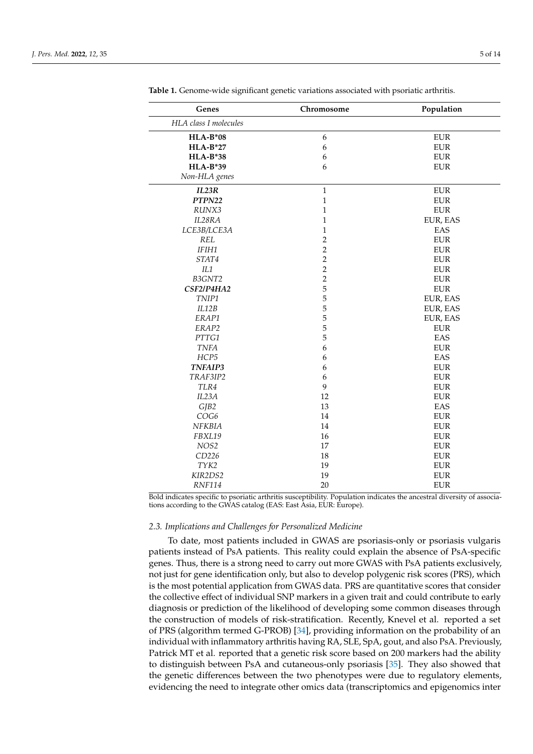**Table 1.** Genome-wide significant genetic variations associated with psoriatic arthritis.

| Genes | Chromosome | Population |
|---|---|---|
| *HLA class I molecules* | | |
| **HLA-B*08** | 6 | EUR |
| **HLA-B*27** | 6 | EUR |
| **HLA-B*38** | 6 | EUR |
| **HLA-B*39** | 6 | EUR |
| *Non-HLA genes* | | |
| ***IL23R*** | 1 | EUR |
| ***PTPN22*** | 1 | EUR |
| *RUNX3* | 1 | EUR |
| *IL28RA* | 1 | EUR, EAS |
| *LCE3B/LCE3A* | 1 | EAS |
| *REL* | 2 | EUR |
| *IFIH1* | 2 | EUR |
| *STAT4* | 2 | EUR |
| *IL1* | 2 | EUR |
| *B3GNT2* | 2 | EUR |
| ***CSF2/P4HA2*** | 5 | EUR |
| *TNIP1* | 5 | EUR, EAS |
| *IL12B* | 5 | EUR, EAS |
| *ERAP1* | 5 | EUR, EAS |
| *ERAP2* | 5 | EUR |
| *PTTG1* | 5 | EAS |
| *TNFA* | 6 | EUR |
| *HCP5* | 6 | EAS |
| ***TNFAIP3*** | 6 | EUR |
| *TRAF3IP2* | 6 | EUR |
| *TLR4* | 9 | EUR |
| *IL23A* | 12 | EUR |
| *GJB2* | 13 | EAS |
| *COG6* | 14 | EUR |
| *NFKBIA* | 14 | EUR |
| *FBXL19* | 16 | EUR |
| *NOS2* | 17 | EUR |
| *CD226* | 18 | EUR |
| *TYK2* | 19 | EUR |
| *KIR2DS2* | 19 | EUR |
| *RNF114* | 20 | EUR |

Bold indicates specific to psoriatic arthritis susceptibility. Population indicates the ancestral diversity of associations according to the GWAS catalog (EAS: East Asia, EUR: Europe).

### *2.3. Implications and Challenges for Personalized Medicine*

To date, most patients included in GWAS are psoriasis-only or psoriasis vulgaris patients instead of PsA patients. This reality could explain the absence of PsA-specific genes. Thus, there is a strong need to carry out more GWAS with PsA patients exclusively, not just for gene identification only, but also to develop polygenic risk scores (PRS), which is the most potential application from GWAS data. PRS are quantitative scores that consider the collective effect of individual SNP markers in a given trait and could contribute to early diagnosis or prediction of the likelihood of developing some common diseases through the construction of models of risk-stratification. Recently, Knevel et al. reported a set of PRS (algorithm termed G-PROB) [34], providing information on the probability of an individual with inflammatory arthritis having RA, SLE, SpA, gout, and also PsA. Previously, Patrick MT et al. reported that a genetic risk score based on 200 markers had the ability to distinguish between PsA and cutaneous-only psoriasis [35]. They also showed that the genetic differences between the two phenotypes were due to regulatory elements, evidencing the need to integrate other omics data (transcriptomics and epigenomics inter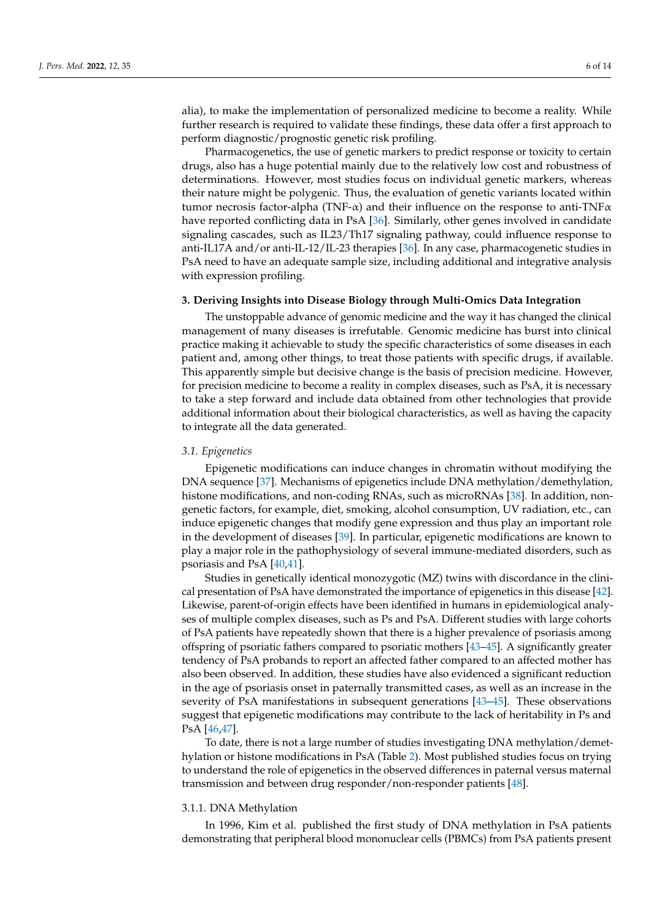alia), to make the implementation of personalized medicine to become a reality. While further research is required to validate these findings, these data offer a first approach to perform diagnostic/prognostic genetic risk profiling.

Pharmacogenetics, the use of genetic markers to predict response or toxicity to certain drugs, also has a huge potential mainly due to the relatively low cost and robustness of determinations. However, most studies focus on individual genetic markers, whereas their nature might be polygenic. Thus, the evaluation of genetic variants located within tumor necrosis factor-alpha (TNF-$\alpha$) and their influence on the response to anti-TNF$\alpha$ have reported conflicting data in PsA [36]. Similarly, other genes involved in candidate signaling cascades, such as IL23/Th17 signaling pathway, could influence response to anti-IL17A and/or anti-IL-12/IL-23 therapies [36]. In any case, pharmacogenetic studies in PsA need to have an adequate sample size, including additional and integrative analysis with expression profiling.

## 3. Deriving Insights into Disease Biology through Multi-Omics Data Integration

The unstoppable advance of genomic medicine and the way it has changed the clinical management of many diseases is irrefutable. Genomic medicine has burst into clinical practice making it achievable to study the specific characteristics of some diseases in each patient and, among other things, to treat those patients with specific drugs, if available. This apparently simple but decisive change is the basis of precision medicine. However, for precision medicine to become a reality in complex diseases, such as PsA, it is necessary to take a step forward and include data obtained from other technologies that provide additional information about their biological characteristics, as well as having the capacity to integrate all the data generated.

### *3.1. Epigenetics*

Epigenetic modifications can induce changes in chromatin without modifying the DNA sequence [37]. Mechanisms of epigenetics include DNA methylation/demethylation, histone modifications, and non-coding RNAs, such as microRNAs [38]. In addition, non-genetic factors, for example, diet, smoking, alcohol consumption, UV radiation, etc., can induce epigenetic changes that modify gene expression and thus play an important role in the development of diseases [39]. In particular, epigenetic modifications are known to play a major role in the pathophysiology of several immune-mediated disorders, such as psoriasis and PsA [40,41].

Studies in genetically identical monozygotic (MZ) twins with discordance in the clinical presentation of PsA have demonstrated the importance of epigenetics in this disease [42]. Likewise, parent-of-origin effects have been identified in humans in epidemiological analyses of multiple complex diseases, such as Ps and PsA. Different studies with large cohorts of PsA patients have repeatedly shown that there is a higher prevalence of psoriasis among offspring of psoriatic fathers compared to psoriatic mothers [43–45]. A significantly greater tendency of PsA probands to report an affected father compared to an affected mother has also been observed. In addition, these studies have also evidenced a significant reduction in the age of psoriasis onset in paternally transmitted cases, as well as an increase in the severity of PsA manifestations in subsequent generations [43–45]. These observations suggest that epigenetic modifications may contribute to the lack of heritability in Ps and PsA [46,47].

To date, there is not a large number of studies investigating DNA methylation/demethylation or histone modifications in PsA (Table 2). Most published studies focus on trying to understand the role of epigenetics in the observed differences in paternal versus maternal transmission and between drug responder/non-responder patients [48].

#### 3.1.1. DNA Methylation

In 1996, Kim et al. published the first study of DNA methylation in PsA patients demonstrating that peripheral blood mononuclear cells (PBMCs) from PsA patients present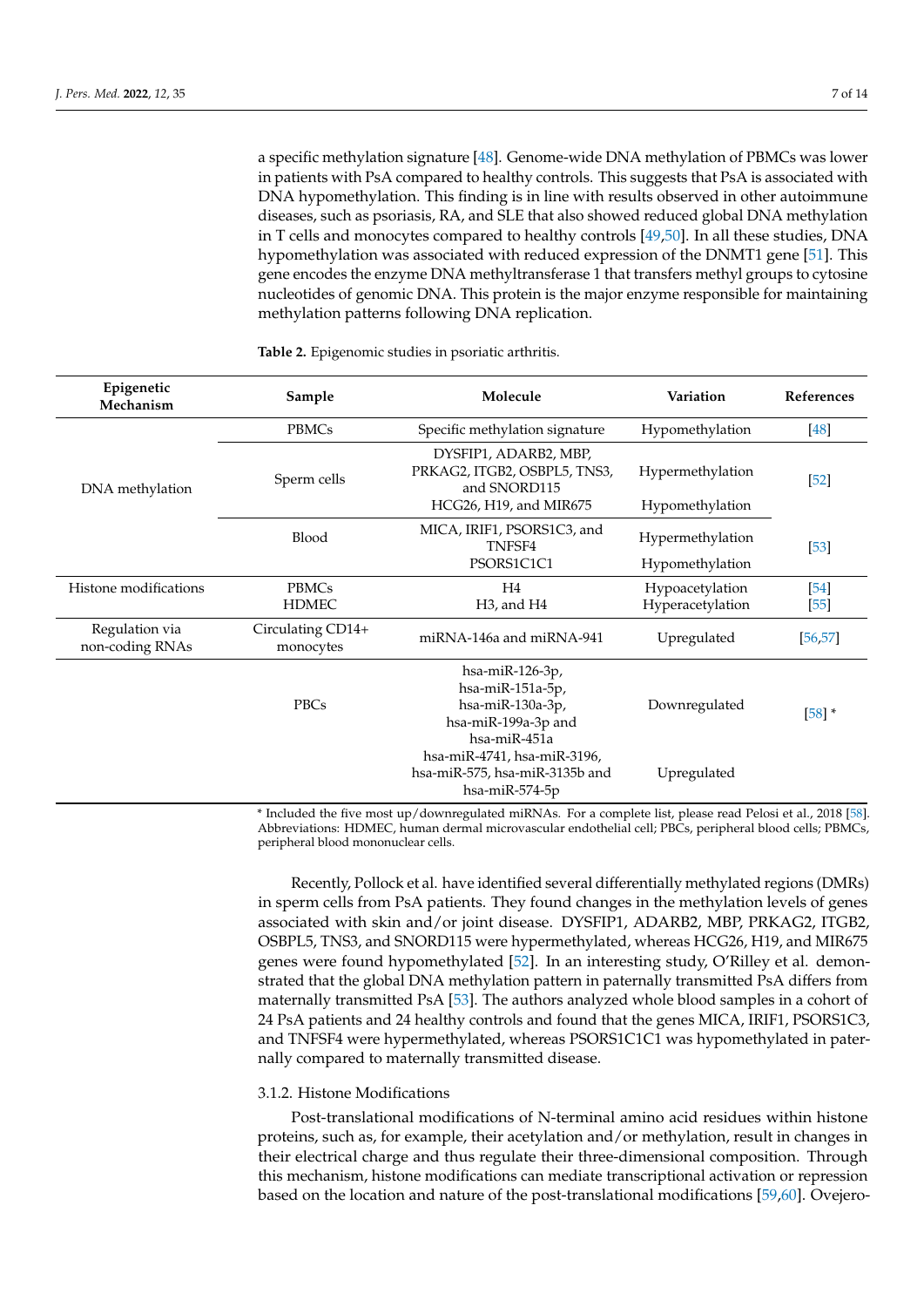a specific methylation signature [48]. Genome-wide DNA methylation of PBMCs was lower in patients with PsA compared to healthy controls. This suggests that PsA is associated with DNA hypomethylation. This finding is in line with results observed in other autoimmune diseases, such as psoriasis, RA, and SLE that also showed reduced global DNA methylation in T cells and monocytes compared to healthy controls [49,50]. In all these studies, DNA hypomethylation was associated with reduced expression of the DNMT1 gene [51]. This gene encodes the enzyme DNA methyltransferase 1 that transfers methyl groups to cytosine nucleotides of genomic DNA. This protein is the major enzyme responsible for maintaining methylation patterns following DNA replication.

**Table 2.** Epigenomic studies in psoriatic arthritis.

| Epigenetic Mechanism | Sample | Molecule | Variation | References |
|---|---|---|---|---|
| DNA methylation | PBMCs | Specific methylation signature | Hypomethylation | [48] |
| | Sperm cells | DYSFIP1, ADARB2, MBP, PRKAG2, ITGB2, OSBPL5, TNS3, and SNORD115 | Hypermethylation | [52] |
| | | HCG26, H19, and MIR675 | Hypomethylation | |
| | Blood | MICA, IRIF1, PSORS1C3, and TNFSF4 | Hypermethylation | [53] |
| | | PSORS1C1C1 | Hypomethylation | |
| Histone modifications | PBMCs | H4 | Hypoacetylation | [54] |
| | HDMEC | H3, and H4 | Hyperacetylation | [55] |
| Regulation via non-coding RNAs | Circulating CD14+ monocytes | miRNA-146a and miRNA-941 | Upregulated | [56,57] |
| | PBCs | hsa-miR-126-3p, hsa-miR-151a-5p, hsa-miR-130a-3p, hsa-miR-199a-3p and hsa-miR-451a | Downregulated | [58] * |
| | | hsa-miR-4741, hsa-miR-3196, hsa-miR-575, hsa-miR-3135b and hsa-miR-574-5p | Upregulated | |

\* Included the five most up/downregulated miRNAs. For a complete list, please read Pelosi et al., 2018 [58]. Abbreviations: HDMEC, human dermal microvascular endothelial cell; PBCs, peripheral blood cells; PBMCs, peripheral blood mononuclear cells.

Recently, Pollock et al. have identified several differentially methylated regions (DMRs) in sperm cells from PsA patients. They found changes in the methylation levels of genes associated with skin and/or joint disease. DYSFIP1, ADARB2, MBP, PRKAG2, ITGB2, OSBPL5, TNS3, and SNORD115 were hypermethylated, whereas HCG26, H19, and MIR675 genes were found hypomethylated [52]. In an interesting study, O'Rilley et al. demonstrated that the global DNA methylation pattern in paternally transmitted PsA differs from maternally transmitted PsA [53]. The authors analyzed whole blood samples in a cohort of 24 PsA patients and 24 healthy controls and found that the genes MICA, IRIF1, PSORS1C3, and TNFSF4 were hypermethylated, whereas PSORS1C1C1 was hypomethylated in paternally compared to maternally transmitted disease.

#### 3.1.2. Histone Modifications

Post-translational modifications of N-terminal amino acid residues within histone proteins, such as, for example, their acetylation and/or methylation, result in changes in their electrical charge and thus regulate their three-dimensional composition. Through this mechanism, histone modifications can mediate transcriptional activation or repression based on the location and nature of the post-translational modifications [59,60]. Ovejero-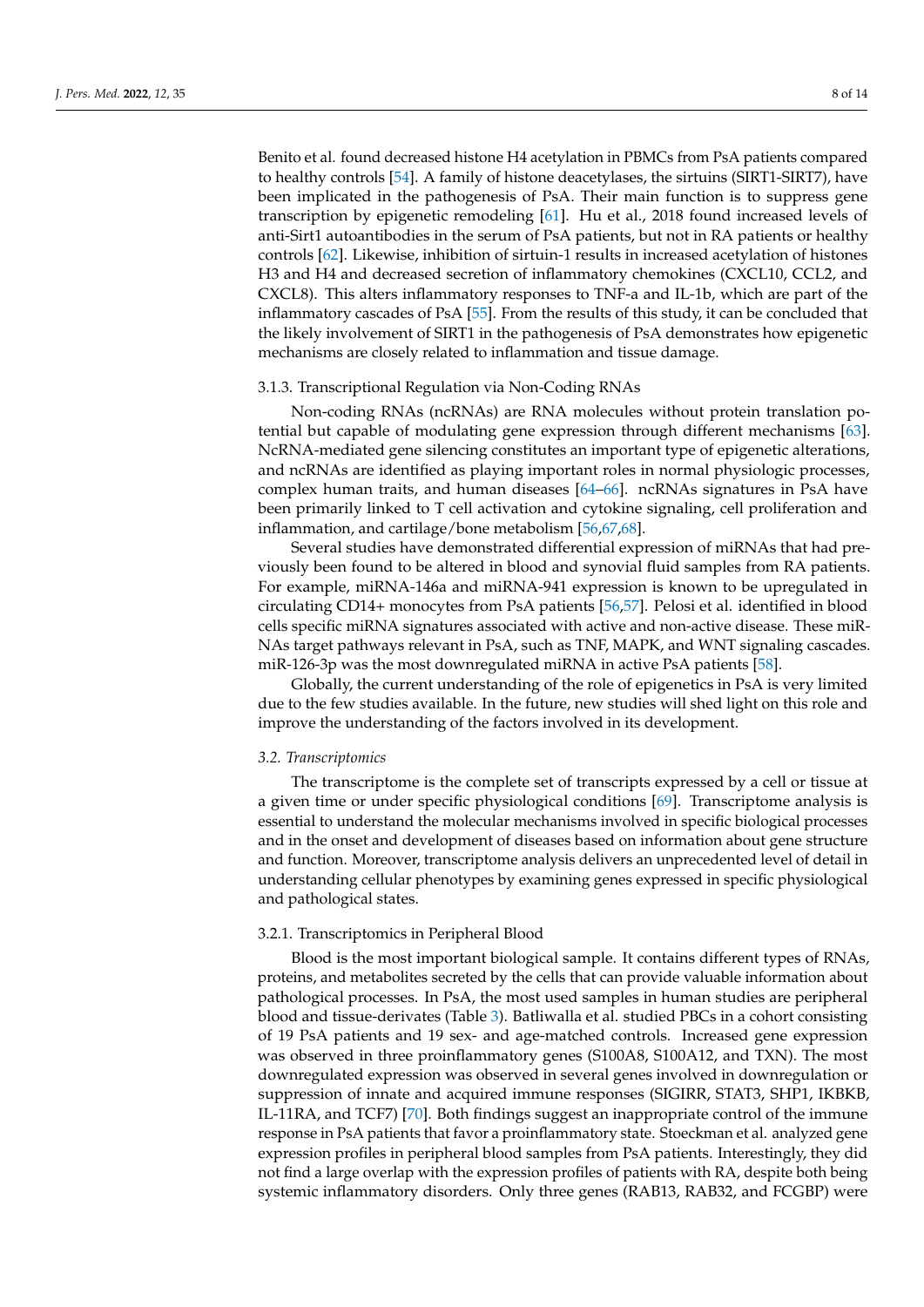Benito et al. found decreased histone H4 acetylation in PBMCs from PsA patients compared to healthy controls [54]. A family of histone deacetylases, the sirtuins (SIRT1-SIRT7), have been implicated in the pathogenesis of PsA. Their main function is to suppress gene transcription by epigenetic remodeling [61]. Hu et al., 2018 found increased levels of anti-Sirt1 autoantibodies in the serum of PsA patients, but not in RA patients or healthy controls [62]. Likewise, inhibition of sirtuin-1 results in increased acetylation of histones H3 and H4 and decreased secretion of inflammatory chemokines (CXCL10, CCL2, and CXCL8). This alters inflammatory responses to TNF-a and IL-1b, which are part of the inflammatory cascades of PsA [55]. From the results of this study, it can be concluded that the likely involvement of SIRT1 in the pathogenesis of PsA demonstrates how epigenetic mechanisms are closely related to inflammation and tissue damage.

#### 3.1.3. Transcriptional Regulation via Non-Coding RNAs

Non-coding RNAs (ncRNAs) are RNA molecules without protein translation potential but capable of modulating gene expression through different mechanisms [63]. NcRNA-mediated gene silencing constitutes an important type of epigenetic alterations, and ncRNAs are identified as playing important roles in normal physiologic processes, complex human traits, and human diseases [64–66]. ncRNAs signatures in PsA have been primarily linked to T cell activation and cytokine signaling, cell proliferation and inflammation, and cartilage/bone metabolism [56,67,68].

Several studies have demonstrated differential expression of miRNAs that had previously been found to be altered in blood and synovial fluid samples from RA patients. For example, miRNA-146a and miRNA-941 expression is known to be upregulated in circulating CD14+ monocytes from PsA patients [56,57]. Pelosi et al. identified in blood cells specific miRNA signatures associated with active and non-active disease. These miRNAs target pathways relevant in PsA, such as TNF, MAPK, and WNT signaling cascades. miR-126-3p was the most downregulated miRNA in active PsA patients [58].

Globally, the current understanding of the role of epigenetics in PsA is very limited due to the few studies available. In the future, new studies will shed light on this role and improve the understanding of the factors involved in its development.

### *3.2. Transcriptomics*

The transcriptome is the complete set of transcripts expressed by a cell or tissue at a given time or under specific physiological conditions [69]. Transcriptome analysis is essential to understand the molecular mechanisms involved in specific biological processes and in the onset and development of diseases based on information about gene structure and function. Moreover, transcriptome analysis delivers an unprecedented level of detail in understanding cellular phenotypes by examining genes expressed in specific physiological and pathological states.

#### 3.2.1. Transcriptomics in Peripheral Blood

Blood is the most important biological sample. It contains different types of RNAs, proteins, and metabolites secreted by the cells that can provide valuable information about pathological processes. In PsA, the most used samples in human studies are peripheral blood and tissue-derivates (Table 3). Batliwalla et al. studied PBCs in a cohort consisting of 19 PsA patients and 19 sex- and age-matched controls. Increased gene expression was observed in three proinflammatory genes (S100A8, S100A12, and TXN). The most downregulated expression was observed in several genes involved in downregulation or suppression of innate and acquired immune responses (SIGIRR, STAT3, SHP1, IKBKB, IL-11RA, and TCF7) [70]. Both findings suggest an inappropriate control of the immune response in PsA patients that favor a proinflammatory state. Stoeckman et al. analyzed gene expression profiles in peripheral blood samples from PsA patients. Interestingly, they did not find a large overlap with the expression profiles of patients with RA, despite both being systemic inflammatory disorders. Only three genes (RAB13, RAB32, and FCGBP) were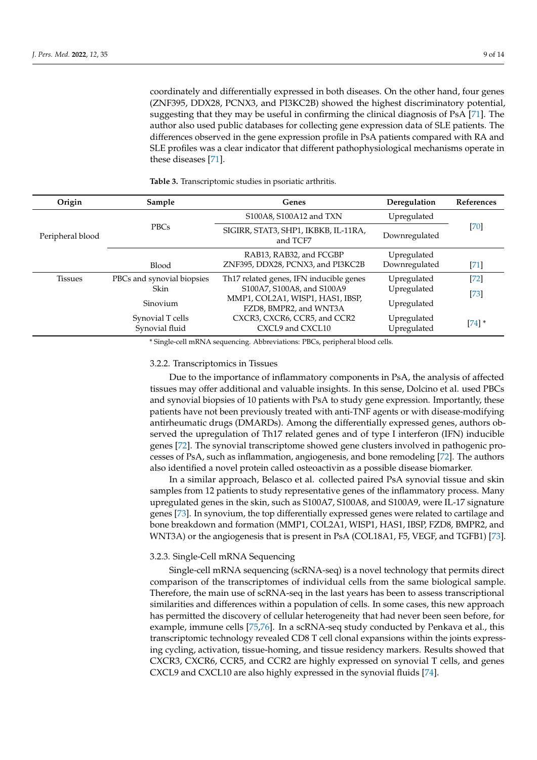coordinately and differentially expressed in both diseases. On the other hand, four genes (ZNF395, DDX28, PCNX3, and PI3KC2B) showed the highest discriminatory potential, suggesting that they may be useful in confirming the clinical diagnosis of PsA [71]. The author also used public databases for collecting gene expression data of SLE patients. The differences observed in the gene expression profile in PsA patients compared with RA and SLE profiles was a clear indicator that different pathophysiological mechanisms operate in these diseases [71].

**Table 3.** Transcriptomic studies in psoriatic arthritis.

| Origin | Sample | Genes | Deregulation | References |
|---|---|---|---|---|
| Peripheral blood | PBCs | S100A8, S100A12 and TXN | Upregulated | [70] |
| | | SIGIRR, STAT3, SHP1, IKBKB, IL-11RA, and TCF7 | Downregulated | |
| | Blood | RAB13, RAB32, and FCGBP | Upregulated | [71] |
| | | ZNF395, DDX28, PCNX3, and PI3KC2B | Downregulated | |
| Tissues | PBCs and synovial biopsies | Th17 related genes, IFN inducible genes | Upregulated | [72] |
| | Skin | S100A7, S100A8, and S100A9 | Upregulated | [73] |
| | Sinovium | MMP1, COL2A1, WISP1, HAS1, IBSP, FZD8, BMPR2, and WNT3A | Upregulated | |
| | Synovial T cells | CXCR3, CXCR6, CCR5, and CCR2 | Upregulated | [74] * |
| | Synovial fluid | CXCL9 and CXCL10 | Upregulated | |

\* Single-cell mRNA sequencing. Abbreviations: PBCs, peripheral blood cells.

#### 3.2.2. Transcriptomics in Tissues

Due to the importance of inflammatory components in PsA, the analysis of affected tissues may offer additional and valuable insights. In this sense, Dolcino et al. used PBCs and synovial biopsies of 10 patients with PsA to study gene expression. Importantly, these patients have not been previously treated with anti-TNF agents or with disease-modifying antirheumatic drugs (DMARDs). Among the differentially expressed genes, authors observed the upregulation of Th17 related genes and of type I interferon (IFN) inducible genes [72]. The synovial transcriptome showed gene clusters involved in pathogenic processes of PsA, such as inflammation, angiogenesis, and bone remodeling [72]. The authors also identified a novel protein called osteoactivin as a possible disease biomarker.

In a similar approach, Belasco et al. collected paired PsA synovial tissue and skin samples from 12 patients to study representative genes of the inflammatory process. Many upregulated genes in the skin, such as S100A7, S100A8, and S100A9, were IL-17 signature genes [73]. In synovium, the top differentially expressed genes were related to cartilage and bone breakdown and formation (MMP1, COL2A1, WISP1, HAS1, IBSP, FZD8, BMPR2, and WNT3A) or the angiogenesis that is present in PsA (COL18A1, F5, VEGF, and TGFB1) [73].

#### 3.2.3. Single-Cell mRNA Sequencing

Single-cell mRNA sequencing (scRNA-seq) is a novel technology that permits direct comparison of the transcriptomes of individual cells from the same biological sample. Therefore, the main use of scRNA-seq in the last years has been to assess transcriptional similarities and differences within a population of cells. In some cases, this new approach has permitted the discovery of cellular heterogeneity that had never been seen before, for example, immune cells [75,76]. In a scRNA-seq study conducted by Penkava et al., this transcriptomic technology revealed CD8 T cell clonal expansions within the joints expressing cycling, activation, tissue-homing, and tissue residency markers. Results showed that CXCR3, CXCR6, CCR5, and CCR2 are highly expressed on synovial T cells, and genes CXCL9 and CXCL10 are also highly expressed in the synovial fluids [74].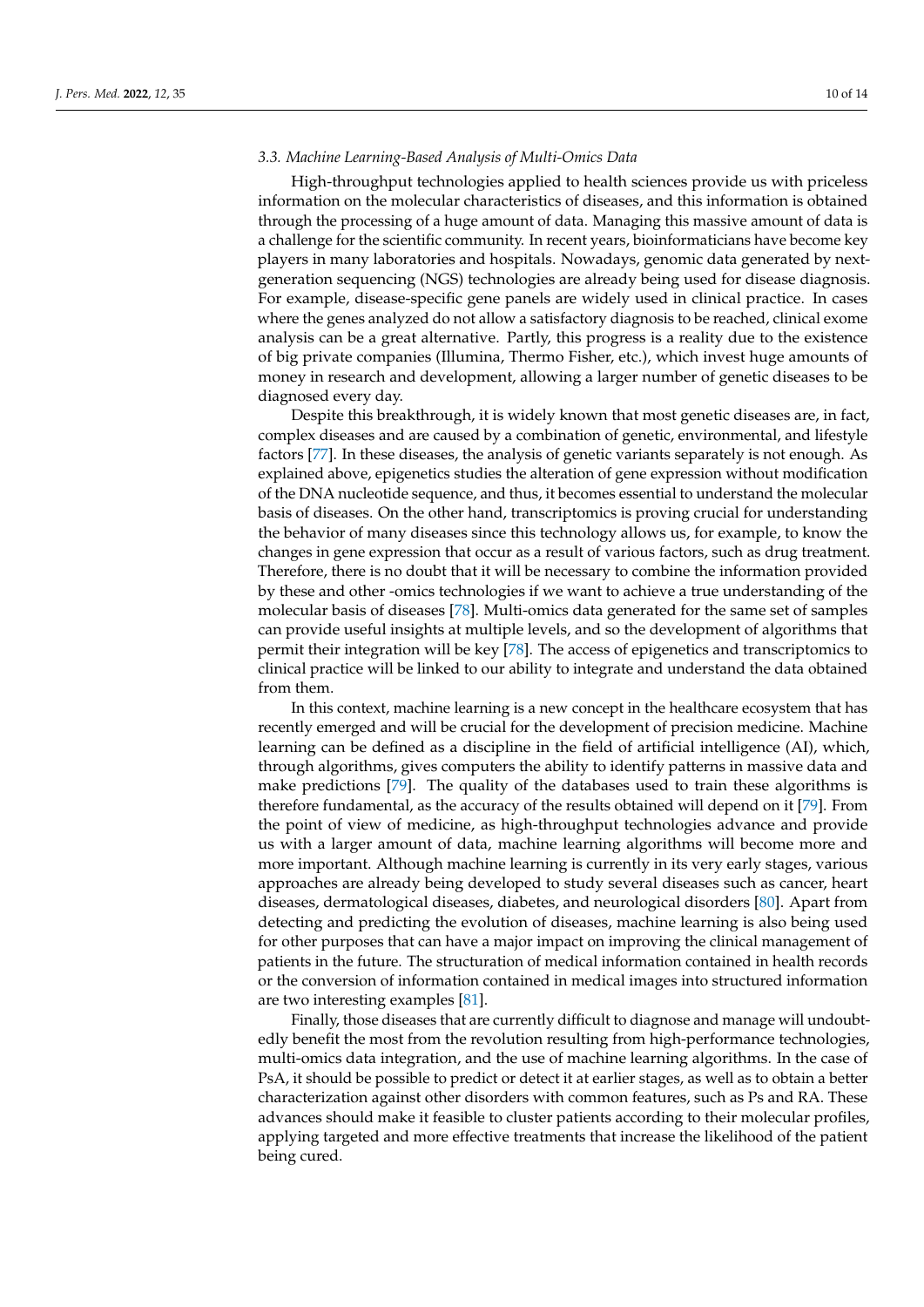### 3.3. Machine Learning-Based Analysis of Multi-Omics Data

High-throughput technologies applied to health sciences provide us with priceless information on the molecular characteristics of diseases, and this information is obtained through the processing of a huge amount of data. Managing this massive amount of data is a challenge for the scientific community. In recent years, bioinformaticians have become key players in many laboratories and hospitals. Nowadays, genomic data generated by next-generation sequencing (NGS) technologies are already being used for disease diagnosis. For example, disease-specific gene panels are widely used in clinical practice. In cases where the genes analyzed do not allow a satisfactory diagnosis to be reached, clinical exome analysis can be a great alternative. Partly, this progress is a reality due to the existence of big private companies (Illumina, Thermo Fisher, etc.), which invest huge amounts of money in research and development, allowing a larger number of genetic diseases to be diagnosed every day.

Despite this breakthrough, it is widely known that most genetic diseases are, in fact, complex diseases and are caused by a combination of genetic, environmental, and lifestyle factors [77]. In these diseases, the analysis of genetic variants separately is not enough. As explained above, epigenetics studies the alteration of gene expression without modification of the DNA nucleotide sequence, and thus, it becomes essential to understand the molecular basis of diseases. On the other hand, transcriptomics is proving crucial for understanding the behavior of many diseases since this technology allows us, for example, to know the changes in gene expression that occur as a result of various factors, such as drug treatment. Therefore, there is no doubt that it will be necessary to combine the information provided by these and other -omics technologies if we want to achieve a true understanding of the molecular basis of diseases [78]. Multi-omics data generated for the same set of samples can provide useful insights at multiple levels, and so the development of algorithms that permit their integration will be key [78]. The access of epigenetics and transcriptomics to clinical practice will be linked to our ability to integrate and understand the data obtained from them.

In this context, machine learning is a new concept in the healthcare ecosystem that has recently emerged and will be crucial for the development of precision medicine. Machine learning can be defined as a discipline in the field of artificial intelligence (AI), which, through algorithms, gives computers the ability to identify patterns in massive data and make predictions [79]. The quality of the databases used to train these algorithms is therefore fundamental, as the accuracy of the results obtained will depend on it [79]. From the point of view of medicine, as high-throughput technologies advance and provide us with a larger amount of data, machine learning algorithms will become more and more important. Although machine learning is currently in its very early stages, various approaches are already being developed to study several diseases such as cancer, heart diseases, dermatological diseases, diabetes, and neurological disorders [80]. Apart from detecting and predicting the evolution of diseases, machine learning is also being used for other purposes that can have a major impact on improving the clinical management of patients in the future. The structuration of medical information contained in health records or the conversion of information contained in medical images into structured information are two interesting examples [81].

Finally, those diseases that are currently difficult to diagnose and manage will undoubtedly benefit the most from the revolution resulting from high-performance technologies, multi-omics data integration, and the use of machine learning algorithms. In the case of PsA, it should be possible to predict or detect it at earlier stages, as well as to obtain a better characterization against other disorders with common features, such as Ps and RA. These advances should make it feasible to cluster patients according to their molecular profiles, applying targeted and more effective treatments that increase the likelihood of the patient being cured.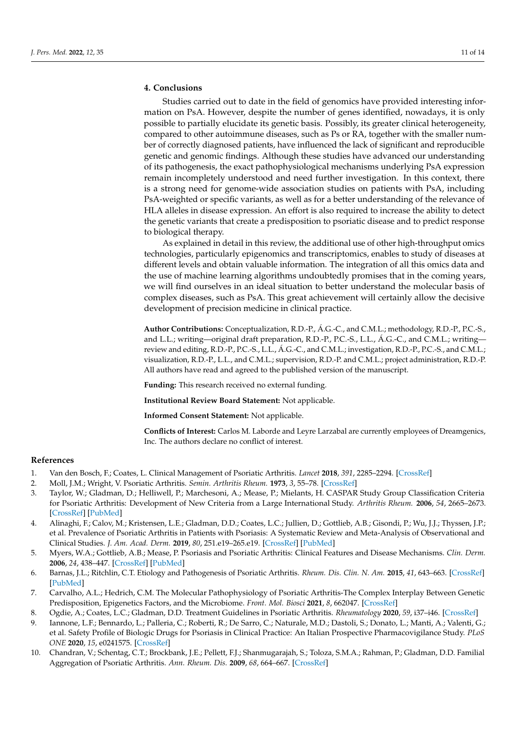## 4. Conclusions

Studies carried out to date in the field of genomics have provided interesting information on PsA. However, despite the number of genes identified, nowadays, it is only possible to partially elucidate its genetic basis. Possibly, its greater clinical heterogeneity, compared to other autoimmune diseases, such as Ps or RA, together with the smaller number of correctly diagnosed patients, have influenced the lack of significant and reproducible genetic and genomic findings. Although these studies have advanced our understanding of its pathogenesis, the exact pathophysiological mechanisms underlying PsA expression remain incompletely understood and need further investigation. In this context, there is a strong need for genome-wide association studies on patients with PsA, including PsA-weighted or specific variants, as well as for a better understanding of the relevance of HLA alleles in disease expression. An effort is also required to increase the ability to detect the genetic variants that create a predisposition to psoriatic disease and to predict response to biological therapy.

As explained in detail in this review, the additional use of other high-throughput omics technologies, particularly epigenomics and transcriptomics, enables to study of diseases at different levels and obtain valuable information. The integration of all this omics data and the use of machine learning algorithms undoubtedly promises that in the coming years, we will find ourselves in an ideal situation to better understand the molecular basis of complex diseases, such as PsA. This great achievement will certainly allow the decisive development of precision medicine in clinical practice.

**Author Contributions:** Conceptualization, R.D.-P., Á.G.-C., and C.M.L.; methodology, R.D.-P., P.C.-S., and L.L.; writing—original draft preparation, R.D.-P., P.C.-S., L.L., Á.G.-C., and C.M.L.; writing—review and editing, R.D.-P., P.C.-S., L.L., Á.G.-C., and C.M.L.; investigation, R.D.-P., P.C.-S., and C.M.L.; visualization, R.D.-P., L.L., and C.M.L.; supervision, R.D.-P. and C.M.L.; project administration, R.D.-P. All authors have read and agreed to the published version of the manuscript.

**Funding:** This research received no external funding.

**Institutional Review Board Statement:** Not applicable.

**Informed Consent Statement:** Not applicable.

**Conflicts of Interest:** Carlos M. Laborde and Leyre Larzabal are currently employees of Dreamgenics, Inc. The authors declare no conflict of interest.

## References

1. Van den Bosch, F.; Coates, L. Clinical Management of Psoriatic Arthritis. *Lancet* **2018**, *391*, 2285–2294. [CrossRef]
2. Moll, J.M.; Wright, V. Psoriatic Arthritis. *Semin. Arthritis Rheum.* **1973**, *3*, 55–78. [CrossRef]
3. Taylor, W.; Gladman, D.; Helliwell, P.; Marchesoni, A.; Mease, P.; Mielants, H. CASPAR Study Group Classification Criteria for Psoriatic Arthritis: Development of New Criteria from a Large International Study. *Arthritis Rheum.* **2006**, *54*, 2665–2673. [CrossRef] [PubMed]
4. Alinaghi, F.; Calov, M.; Kristensen, L.E.; Gladman, D.D.; Coates, L.C.; Jullien, D.; Gottlieb, A.B.; Gisondi, P.; Wu, J.J.; Thyssen, J.P.; et al. Prevalence of Psoriatic Arthritis in Patients with Psoriasis: A Systematic Review and Meta-Analysis of Observational and Clinical Studies. *J. Am. Acad. Derm.* **2019**, *80*, 251.e19–265.e19. [CrossRef] [PubMed]
5. Myers, W.A.; Gottlieb, A.B.; Mease, P. Psoriasis and Psoriatic Arthritis: Clinical Features and Disease Mechanisms. *Clin. Derm.* **2006**, *24*, 438–447. [CrossRef] [PubMed]
6. Barnas, J.L.; Ritchlin, C.T. Etiology and Pathogenesis of Psoriatic Arthritis. *Rheum. Dis. Clin. N. Am.* **2015**, *41*, 643–663. [CrossRef] [PubMed]
7. Carvalho, A.L.; Hedrich, C.M. The Molecular Pathophysiology of Psoriatic Arthritis-The Complex Interplay Between Genetic Predisposition, Epigenetics Factors, and the Microbiome. *Front. Mol. Biosci* **2021**, *8*, 662047. [CrossRef]
8. Ogdie, A.; Coates, L.C.; Gladman, D.D. Treatment Guidelines in Psoriatic Arthritis. *Rheumatology* **2020**, *59*, i37–i46. [CrossRef]
9. Iannone, L.F.; Bennardo, L.; Palleria, C.; Roberti, R.; De Sarro, C.; Naturale, M.D.; Dastoli, S.; Donato, L.; Manti, A.; Valenti, G.; et al. Safety Profile of Biologic Drugs for Psoriasis in Clinical Practice: An Italian Prospective Pharmacovigilance Study. *PLoS ONE* **2020**, *15*, e0241575. [CrossRef]
10. Chandran, V.; Schentag, C.T.; Brockbank, J.E.; Pellett, F.J.; Shanmugarajah, S.; Toloza, S.M.A.; Rahman, P.; Gladman, D.D. Familial Aggregation of Psoriatic Arthritis. *Ann. Rheum. Dis.* **2009**, *68*, 664–667. [CrossRef]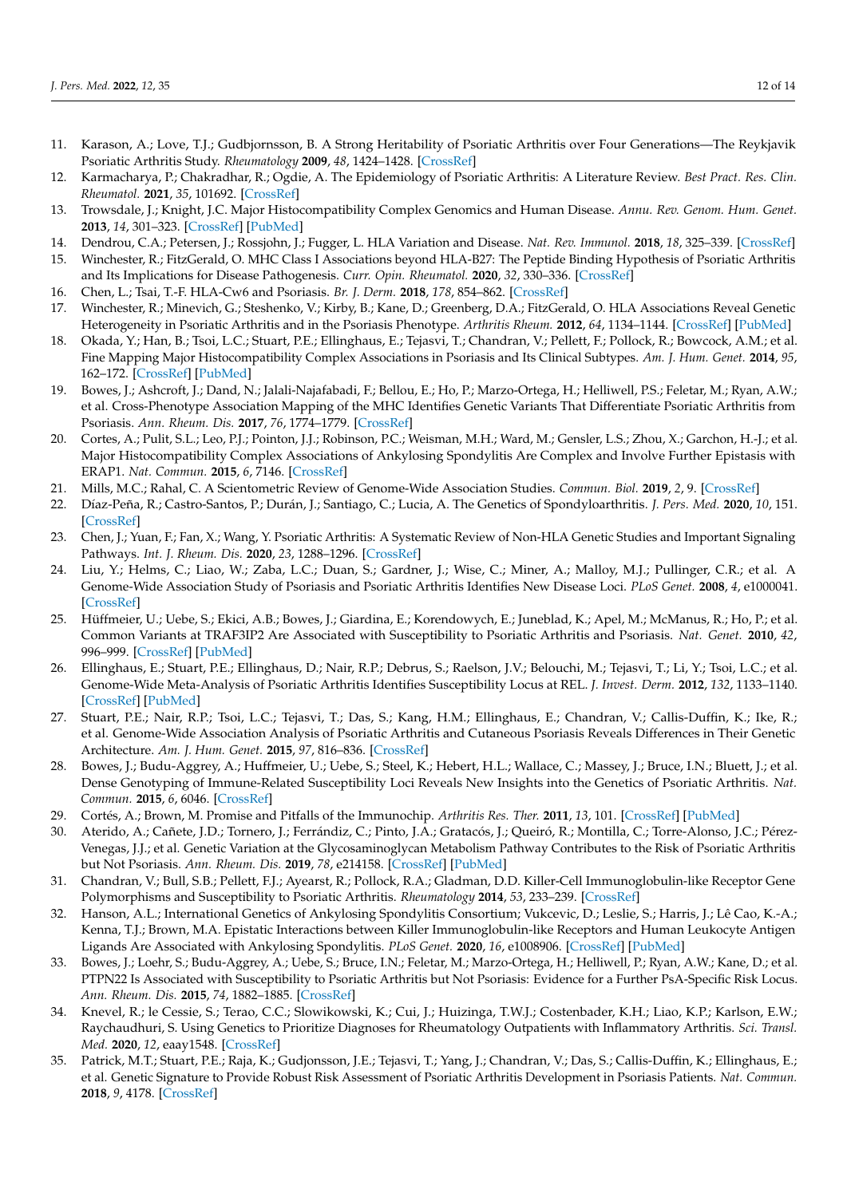11. Karason, A.; Love, T.J.; Gudbjornsson, B. A Strong Heritability of Psoriatic Arthritis over Four Generations—The Reykjavik Psoriatic Arthritis Study. *Rheumatology* **2009**, *48*, 1424–1428. [CrossRef]
12. Karmacharya, P.; Chakradhar, R.; Ogdie, A. The Epidemiology of Psoriatic Arthritis: A Literature Review. *Best Pract. Res. Clin. Rheumatol.* **2021**, *35*, 101692. [CrossRef]
13. Trowsdale, J.; Knight, J.C. Major Histocompatibility Complex Genomics and Human Disease. *Annu. Rev. Genom. Hum. Genet.* **2013**, *14*, 301–323. [CrossRef] [PubMed]
14. Dendrou, C.A.; Petersen, J.; Rossjohn, J.; Fugger, L. HLA Variation and Disease. *Nat. Rev. Immunol.* **2018**, *18*, 325–339. [CrossRef]
15. Winchester, R.; FitzGerald, O. MHC Class I Associations beyond HLA-B27: The Peptide Binding Hypothesis of Psoriatic Arthritis and Its Implications for Disease Pathogenesis. *Curr. Opin. Rheumatol.* **2020**, *32*, 330–336. [CrossRef]
16. Chen, L.; Tsai, T.-F. HLA-Cw6 and Psoriasis. *Br. J. Derm.* **2018**, *178*, 854–862. [CrossRef]
17. Winchester, R.; Minevich, G.; Steshenko, V.; Kirby, B.; Kane, D.; Greenberg, D.A.; FitzGerald, O. HLA Associations Reveal Genetic Heterogeneity in Psoriatic Arthritis and in the Psoriasis Phenotype. *Arthritis Rheum.* **2012**, *64*, 1134–1144. [CrossRef] [PubMed]
18. Okada, Y.; Han, B.; Tsoi, L.C.; Stuart, P.E.; Ellinghaus, E.; Tejasvi, T.; Chandran, V.; Pellett, F.; Pollock, R.; Bowcock, A.M.; et al. Fine Mapping Major Histocompatibility Complex Associations in Psoriasis and Its Clinical Subtypes. *Am. J. Hum. Genet.* **2014**, *95*, 162–172. [CrossRef] [PubMed]
19. Bowes, J.; Ashcroft, J.; Dand, N.; Jalali-Najafabadi, F.; Bellou, E.; Ho, P.; Marzo-Ortega, H.; Helliwell, P.S.; Feletar, M.; Ryan, A.W.; et al. Cross-Phenotype Association Mapping of the MHC Identifies Genetic Variants That Differentiate Psoriatic Arthritis from Psoriasis. *Ann. Rheum. Dis.* **2017**, *76*, 1774–1779. [CrossRef]
20. Cortes, A.; Pulit, S.L.; Leo, P.J.; Pointon, J.J.; Robinson, P.C.; Weisman, M.H.; Ward, M.; Gensler, L.S.; Zhou, X.; Garchon, H.-J.; et al. Major Histocompatibility Complex Associations of Ankylosing Spondylitis Are Complex and Involve Further Epistasis with ERAP1. *Nat. Commun.* **2015**, *6*, 7146. [CrossRef]
21. Mills, M.C.; Rahal, C. A Scientometric Review of Genome-Wide Association Studies. *Commun. Biol.* **2019**, *2*, 9. [CrossRef]
22. Díaz-Peña, R.; Castro-Santos, P.; Durán, J.; Santiago, C.; Lucia, A. The Genetics of Spondyloarthritis. *J. Pers. Med.* **2020**, *10*, 151. [CrossRef]
23. Chen, J.; Yuan, F.; Fan, X.; Wang, Y. Psoriatic Arthritis: A Systematic Review of Non-HLA Genetic Studies and Important Signaling Pathways. *Int. J. Rheum. Dis.* **2020**, *23*, 1288–1296. [CrossRef]
24. Liu, Y.; Helms, C.; Liao, W.; Zaba, L.C.; Duan, S.; Gardner, J.; Wise, C.; Miner, A.; Malloy, M.J.; Pullinger, C.R.; et al. A Genome-Wide Association Study of Psoriasis and Psoriatic Arthritis Identifies New Disease Loci. *PLoS Genet.* **2008**, *4*, e1000041. [CrossRef]
25. Hüffmeier, U.; Uebe, S.; Ekici, A.B.; Bowes, J.; Giardina, E.; Korendowych, E.; Juneblad, K.; Apel, M.; McManus, R.; Ho, P.; et al. Common Variants at TRAF3IP2 Are Associated with Susceptibility to Psoriatic Arthritis and Psoriasis. *Nat. Genet.* **2010**, *42*, 996–999. [CrossRef] [PubMed]
26. Ellinghaus, E.; Stuart, P.E.; Ellinghaus, D.; Nair, R.P.; Debrus, S.; Raelson, J.V.; Belouchi, M.; Tejasvi, T.; Li, Y.; Tsoi, L.C.; et al. Genome-Wide Meta-Analysis of Psoriatic Arthritis Identifies Susceptibility Locus at REL. *J. Invest. Derm.* **2012**, *132*, 1133–1140. [CrossRef] [PubMed]
27. Stuart, P.E.; Nair, R.P.; Tsoi, L.C.; Tejasvi, T.; Das, S.; Kang, H.M.; Ellinghaus, E.; Chandran, V.; Callis-Duffin, K.; Ike, R.; et al. Genome-Wide Association Analysis of Psoriatic Arthritis and Cutaneous Psoriasis Reveals Differences in Their Genetic Architecture. *Am. J. Hum. Genet.* **2015**, *97*, 816–836. [CrossRef]
28. Bowes, J.; Budu-Aggrey, A.; Huffmeier, U.; Uebe, S.; Steel, K.; Hebert, H.L.; Wallace, C.; Massey, J.; Bruce, I.N.; Bluett, J.; et al. Dense Genotyping of Immune-Related Susceptibility Loci Reveals New Insights into the Genetics of Psoriatic Arthritis. *Nat. Commun.* **2015**, *6*, 6046. [CrossRef]
29. Cortés, A.; Brown, M. Promise and Pitfalls of the Immunochip. *Arthritis Res. Ther.* **2011**, *13*, 101. [CrossRef] [PubMed]
30. Aterido, A.; Cañete, J.D.; Tornero, J.; Ferrándiz, C.; Pinto, J.A.; Gratacós, J.; Queiró, R.; Montilla, C.; Torre-Alonso, J.C.; Pérez-Venegas, J.J.; et al. Genetic Variation at the Glycosaminoglycan Metabolism Pathway Contributes to the Risk of Psoriatic Arthritis but Not Psoriasis. *Ann. Rheum. Dis.* **2019**, *78*, e214158. [CrossRef] [PubMed]
31. Chandran, V.; Bull, S.B.; Pellett, F.J.; Ayearst, R.; Pollock, R.A.; Gladman, D.D. Killer-Cell Immunoglobulin-like Receptor Gene Polymorphisms and Susceptibility to Psoriatic Arthritis. *Rheumatology* **2014**, *53*, 233–239. [CrossRef]
32. Hanson, A.L.; International Genetics of Ankylosing Spondylitis Consortium; Vukcevic, D.; Leslie, S.; Harris, J.; Lê Cao, K.-A.; Kenna, T.J.; Brown, M.A. Epistatic Interactions between Killer Immunoglobulin-like Receptors and Human Leukocyte Antigen Ligands Are Associated with Ankylosing Spondylitis. *PLoS Genet.* **2020**, *16*, e1008906. [CrossRef] [PubMed]
33. Bowes, J.; Loehr, S.; Budu-Aggrey, A.; Uebe, S.; Bruce, I.N.; Feletar, M.; Marzo-Ortega, H.; Helliwell, P.; Ryan, A.W.; Kane, D.; et al. PTPN22 Is Associated with Susceptibility to Psoriatic Arthritis but Not Psoriasis: Evidence for a Further PsA-Specific Risk Locus. *Ann. Rheum. Dis.* **2015**, *74*, 1882–1885. [CrossRef]
34. Knevel, R.; le Cessie, S.; Terao, C.C.; Slowikowski, K.; Cui, J.; Huizinga, T.W.J.; Costenbader, K.H.; Liao, K.P.; Karlson, E.W.; Raychaudhuri, S. Using Genetics to Prioritize Diagnoses for Rheumatology Outpatients with Inflammatory Arthritis. *Sci. Transl. Med.* **2020**, *12*, eaay1548. [CrossRef]
35. Patrick, M.T.; Stuart, P.E.; Raja, K.; Gudjonsson, J.E.; Tejasvi, T.; Yang, J.; Chandran, V.; Das, S.; Callis-Duffin, K.; Ellinghaus, E.; et al. Genetic Signature to Provide Robust Risk Assessment of Psoriatic Arthritis Development in Psoriasis Patients. *Nat. Commun.* **2018**, *9*, 4178. [CrossRef]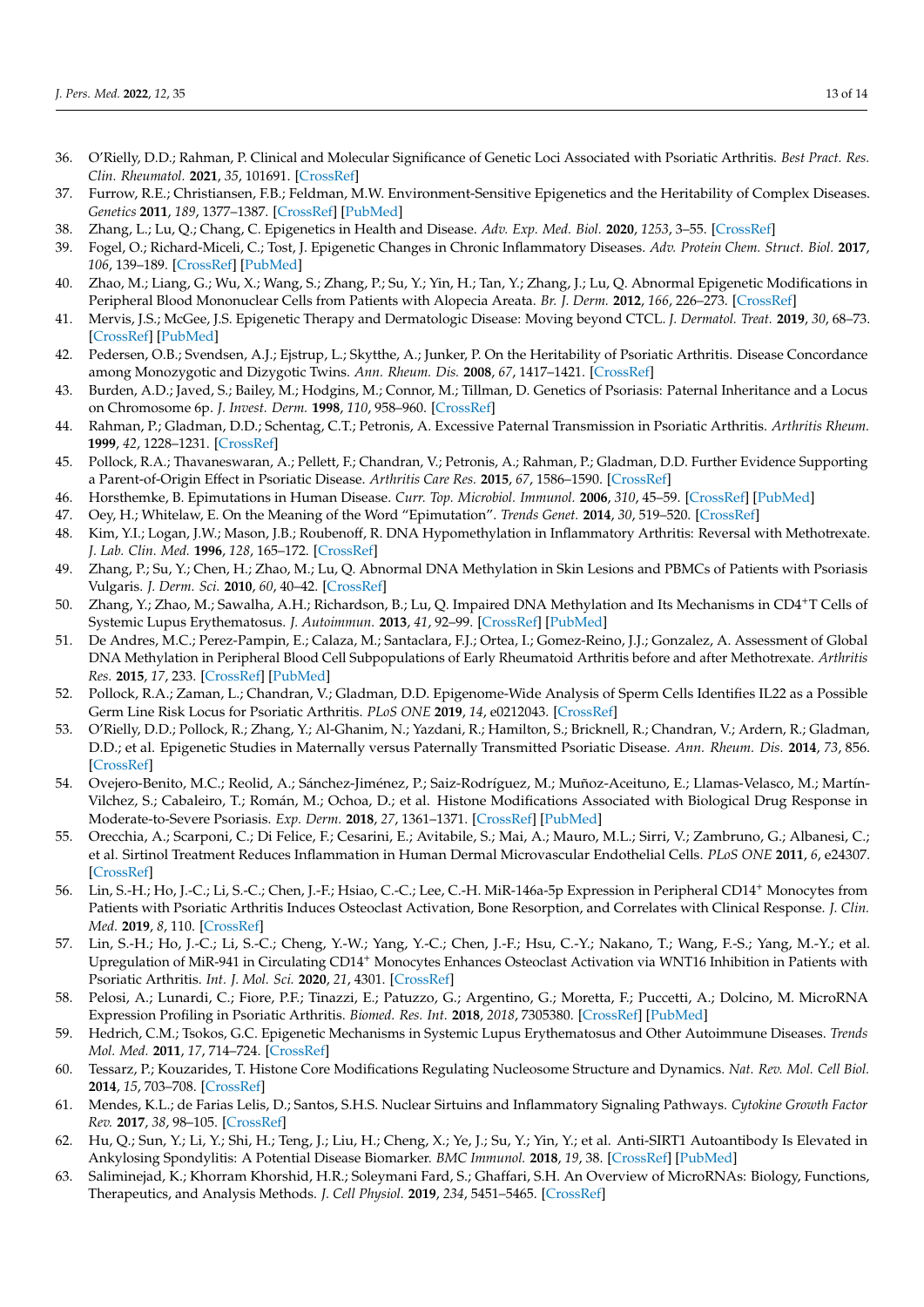36. O'Rielly, D.D.; Rahman, P. Clinical and Molecular Significance of Genetic Loci Associated with Psoriatic Arthritis. *Best Pract. Res. Clin. Rheumatol.* **2021**, *35*, 101691. [CrossRef]
37. Furrow, R.E.; Christiansen, F.B.; Feldman, M.W. Environment-Sensitive Epigenetics and the Heritability of Complex Diseases. *Genetics* **2011**, *189*, 1377–1387. [CrossRef] [PubMed]
38. Zhang, L.; Lu, Q.; Chang, C. Epigenetics in Health and Disease. *Adv. Exp. Med. Biol.* **2020**, *1253*, 3–55. [CrossRef]
39. Fogel, O.; Richard-Miceli, C.; Tost, J. Epigenetic Changes in Chronic Inflammatory Diseases. *Adv. Protein Chem. Struct. Biol.* **2017**, *106*, 139–189. [CrossRef] [PubMed]
40. Zhao, M.; Liang, G.; Wu, X.; Wang, S.; Zhang, P.; Su, Y.; Yin, H.; Tan, Y.; Zhang, J.; Lu, Q. Abnormal Epigenetic Modifications in Peripheral Blood Mononuclear Cells from Patients with Alopecia Areata. *Br. J. Derm.* **2012**, *166*, 226–273. [CrossRef]
41. Mervis, J.S.; McGee, J.S. Epigenetic Therapy and Dermatologic Disease: Moving beyond CTCL. *J. Dermatol. Treat.* **2019**, *30*, 68–73. [CrossRef] [PubMed]
42. Pedersen, O.B.; Svendsen, A.J.; Ejstrup, L.; Skytthe, A.; Junker, P. On the Heritability of Psoriatic Arthritis. Disease Concordance among Monozygotic and Dizygotic Twins. *Ann. Rheum. Dis.* **2008**, *67*, 1417–1421. [CrossRef]
43. Burden, A.D.; Javed, S.; Bailey, M.; Hodgins, M.; Connor, M.; Tillman, D. Genetics of Psoriasis: Paternal Inheritance and a Locus on Chromosome 6p. *J. Invest. Derm.* **1998**, *110*, 958–960. [CrossRef]
44. Rahman, P.; Gladman, D.D.; Schentag, C.T.; Petronis, A. Excessive Paternal Transmission in Psoriatic Arthritis. *Arthritis Rheum.* **1999**, *42*, 1228–1231. [CrossRef]
45. Pollock, R.A.; Thavaneswaran, A.; Pellett, F.; Chandran, V.; Petronis, A.; Rahman, P.; Gladman, D.D. Further Evidence Supporting a Parent-of-Origin Effect in Psoriatic Disease. *Arthritis Care Res.* **2015**, *67*, 1586–1590. [CrossRef]
46. Horsthemke, B. Epimutations in Human Disease. *Curr. Top. Microbiol. Immunol.* **2006**, *310*, 45–59. [CrossRef] [PubMed]
47. Oey, H.; Whitelaw, E. On the Meaning of the Word "Epimutation". *Trends Genet.* **2014**, *30*, 519–520. [CrossRef]
48. Kim, Y.I.; Logan, J.W.; Mason, J.B.; Roubenoff, R. DNA Hypomethylation in Inflammatory Arthritis: Reversal with Methotrexate. *J. Lab. Clin. Med.* **1996**, *128*, 165–172. [CrossRef]
49. Zhang, P.; Su, Y.; Chen, H.; Zhao, M.; Lu, Q. Abnormal DNA Methylation in Skin Lesions and PBMCs of Patients with Psoriasis Vulgaris. *J. Derm. Sci.* **2010**, *60*, 40–42. [CrossRef]
50. Zhang, Y.; Zhao, M.; Sawalha, A.H.; Richardson, B.; Lu, Q. Impaired DNA Methylation and Its Mechanisms in CD4$^+$T Cells of Systemic Lupus Erythematosus. *J. Autoimmun.* **2013**, *41*, 92–99. [CrossRef] [PubMed]
51. De Andres, M.C.; Perez-Pampin, E.; Calaza, M.; Santaclara, F.J.; Ortea, I.; Gomez-Reino, J.J.; Gonzalez, A. Assessment of Global DNA Methylation in Peripheral Blood Cell Subpopulations of Early Rheumatoid Arthritis before and after Methotrexate. *Arthritis Res.* **2015**, *17*, 233. [CrossRef] [PubMed]
52. Pollock, R.A.; Zaman, L.; Chandran, V.; Gladman, D.D. Epigenome-Wide Analysis of Sperm Cells Identifies IL22 as a Possible Germ Line Risk Locus for Psoriatic Arthritis. *PLoS ONE* **2019**, *14*, e0212043. [CrossRef]
53. O'Rielly, D.D.; Pollock, R.; Zhang, Y.; Al-Ghanim, N.; Yazdani, R.; Hamilton, S.; Bricknell, R.; Chandran, V.; Ardern, R.; Gladman, D.D.; et al. Epigenetic Studies in Maternally versus Paternally Transmitted Psoriatic Disease. *Ann. Rheum. Dis.* **2014**, *73*, 856. [CrossRef]
54. Ovejero-Benito, M.C.; Reolid, A.; Sánchez-Jiménez, P.; Saiz-Rodríguez, M.; Muñoz-Aceituno, E.; Llamas-Velasco, M.; Martín-Vilchez, S.; Cabaleiro, T.; Román, M.; Ochoa, D.; et al. Histone Modifications Associated with Biological Drug Response in Moderate-to-Severe Psoriasis. *Exp. Derm.* **2018**, *27*, 1361–1371. [CrossRef] [PubMed]
55. Orecchia, A.; Scarponi, C.; Di Felice, F.; Cesarini, E.; Avitabile, S.; Mai, A.; Mauro, M.L.; Sirri, V.; Zambruno, G.; Albanesi, C.; et al. Sirtinol Treatment Reduces Inflammation in Human Dermal Microvascular Endothelial Cells. *PLoS ONE* **2011**, *6*, e24307. [CrossRef]
56. Lin, S.-H.; Ho, J.-C.; Li, S.-C.; Chen, J.-F.; Hsiao, C.-C.; Lee, C.-H. MiR-146a-5p Expression in Peripheral CD14$^+$ Monocytes from Patients with Psoriatic Arthritis Induces Osteoclast Activation, Bone Resorption, and Correlates with Clinical Response. *J. Clin. Med.* **2019**, *8*, 110. [CrossRef]
57. Lin, S.-H.; Ho, J.-C.; Li, S.-C.; Cheng, Y.-W.; Yang, Y.-C.; Chen, J.-F.; Hsu, C.-Y.; Nakano, T.; Wang, F.-S.; Yang, M.-Y.; et al. Upregulation of MiR-941 in Circulating CD14$^+$ Monocytes Enhances Osteoclast Activation via WNT16 Inhibition in Patients with Psoriatic Arthritis. *Int. J. Mol. Sci.* **2020**, *21*, 4301. [CrossRef]
58. Pelosi, A.; Lunardi, C.; Fiore, P.F.; Tinazzi, E.; Patuzzo, G.; Argentino, G.; Moretta, F.; Puccetti, A.; Dolcino, M. MicroRNA Expression Profiling in Psoriatic Arthritis. *Biomed. Res. Int.* **2018**, *2018*, 7305380. [CrossRef] [PubMed]
59. Hedrich, C.M.; Tsokos, G.C. Epigenetic Mechanisms in Systemic Lupus Erythematosus and Other Autoimmune Diseases. *Trends Mol. Med.* **2011**, *17*, 714–724. [CrossRef]
60. Tessarz, P.; Kouzarides, T. Histone Core Modifications Regulating Nucleosome Structure and Dynamics. *Nat. Rev. Mol. Cell Biol.* **2014**, *15*, 703–708. [CrossRef]
61. Mendes, K.L.; de Farias Lelis, D.; Santos, S.H.S. Nuclear Sirtuins and Inflammatory Signaling Pathways. *Cytokine Growth Factor Rev.* **2017**, *38*, 98–105. [CrossRef]
62. Hu, Q.; Sun, Y.; Li, Y.; Shi, H.; Teng, J.; Liu, H.; Cheng, X.; Ye, J.; Su, Y.; Yin, Y.; et al. Anti-SIRT1 Autoantibody Is Elevated in Ankylosing Spondylitis: A Potential Disease Biomarker. *BMC Immunol.* **2018**, *19*, 38. [CrossRef] [PubMed]
63. Saliminejad, K.; Khorram Khorshid, H.R.; Soleymani Fard, S.; Ghaffari, S.H. An Overview of MicroRNAs: Biology, Functions, Therapeutics, and Analysis Methods. *J. Cell Physiol.* **2019**, *234*, 5451–5465. [CrossRef]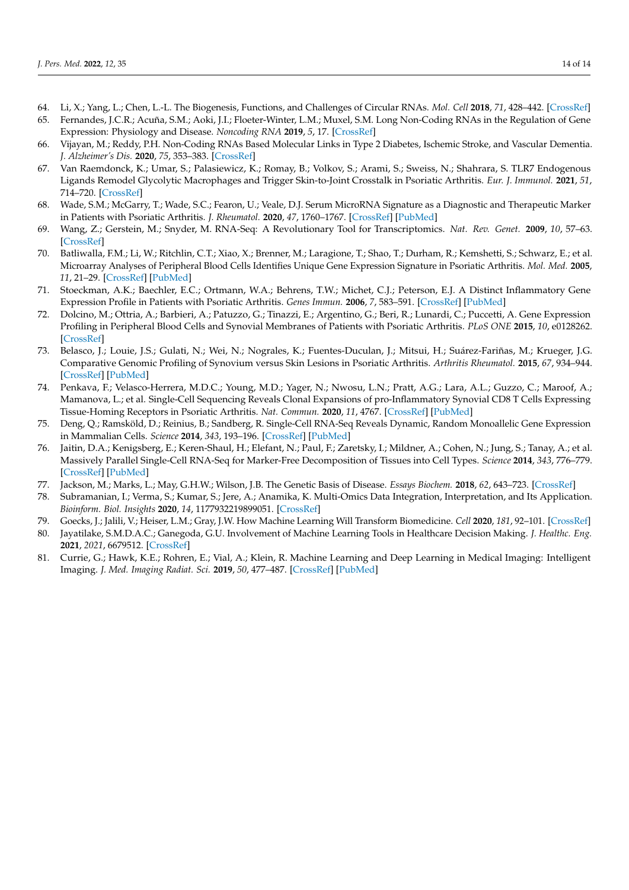64. Li, X.; Yang, L.; Chen, L.-L. The Biogenesis, Functions, and Challenges of Circular RNAs. *Mol. Cell* **2018**, *71*, 428–442. [CrossRef]
65. Fernandes, J.C.R.; Acuña, S.M.; Aoki, J.I.; Floeter-Winter, L.M.; Muxel, S.M. Long Non-Coding RNAs in the Regulation of Gene Expression: Physiology and Disease. *Noncoding RNA* **2019**, *5*, 17. [CrossRef]
66. Vijayan, M.; Reddy, P.H. Non-Coding RNAs Based Molecular Links in Type 2 Diabetes, Ischemic Stroke, and Vascular Dementia. *J. Alzheimer's Dis.* **2020**, *75*, 353–383. [CrossRef]
67. Van Raemdonck, K.; Umar, S.; Palasiewicz, K.; Romay, B.; Volkov, S.; Arami, S.; Sweiss, N.; Shahrara, S. TLR7 Endogenous Ligands Remodel Glycolytic Macrophages and Trigger Skin-to-Joint Crosstalk in Psoriatic Arthritis. *Eur. J. Immunol.* **2021**, *51*, 714–720. [CrossRef]
68. Wade, S.M.; McGarry, T.; Wade, S.C.; Fearon, U.; Veale, D.J. Serum MicroRNA Signature as a Diagnostic and Therapeutic Marker in Patients with Psoriatic Arthritis. *J. Rheumatol.* **2020**, *47*, 1760–1767. [CrossRef] [PubMed]
69. Wang, Z.; Gerstein, M.; Snyder, M. RNA-Seq: A Revolutionary Tool for Transcriptomics. *Nat. Rev. Genet.* **2009**, *10*, 57–63. [CrossRef]
70. Batliwalla, F.M.; Li, W.; Ritchlin, C.T.; Xiao, X.; Brenner, M.; Laragione, T.; Shao, T.; Durham, R.; Kemshetti, S.; Schwarz, E.; et al. Microarray Analyses of Peripheral Blood Cells Identifies Unique Gene Expression Signature in Psoriatic Arthritis. *Mol. Med.* **2005**, *11*, 21–29. [CrossRef] [PubMed]
71. Stoeckman, A.K.; Baechler, E.C.; Ortmann, W.A.; Behrens, T.W.; Michet, C.J.; Peterson, E.J. A Distinct Inflammatory Gene Expression Profile in Patients with Psoriatic Arthritis. *Genes Immun.* **2006**, *7*, 583–591. [CrossRef] [PubMed]
72. Dolcino, M.; Ottria, A.; Barbieri, A.; Patuzzo, G.; Tinazzi, E.; Argentino, G.; Beri, R.; Lunardi, C.; Puccetti, A. Gene Expression Profiling in Peripheral Blood Cells and Synovial Membranes of Patients with Psoriatic Arthritis. *PLoS ONE* **2015**, *10*, e0128262. [CrossRef]
73. Belasco, J.; Louie, J.S.; Gulati, N.; Wei, N.; Nograles, K.; Fuentes-Duculan, J.; Mitsui, H.; Suárez-Fariñas, M.; Krueger, J.G. Comparative Genomic Profiling of Synovium versus Skin Lesions in Psoriatic Arthritis. *Arthritis Rheumatol.* **2015**, *67*, 934–944. [CrossRef] [PubMed]
74. Penkava, F.; Velasco-Herrera, M.D.C.; Young, M.D.; Yager, N.; Nwosu, L.N.; Pratt, A.G.; Lara, A.L.; Guzzo, C.; Maroof, A.; Mamanova, L.; et al. Single-Cell Sequencing Reveals Clonal Expansions of pro-Inflammatory Synovial CD8 T Cells Expressing Tissue-Homing Receptors in Psoriatic Arthritis. *Nat. Commun.* **2020**, *11*, 4767. [CrossRef] [PubMed]
75. Deng, Q.; Ramsköld, D.; Reinius, B.; Sandberg, R. Single-Cell RNA-Seq Reveals Dynamic, Random Monoallelic Gene Expression in Mammalian Cells. *Science* **2014**, *343*, 193–196. [CrossRef] [PubMed]
76. Jaitin, D.A.; Kenigsberg, E.; Keren-Shaul, H.; Elefant, N.; Paul, F.; Zaretsky, I.; Mildner, A.; Cohen, N.; Jung, S.; Tanay, A.; et al. Massively Parallel Single-Cell RNA-Seq for Marker-Free Decomposition of Tissues into Cell Types. *Science* **2014**, *343*, 776–779. [CrossRef] [PubMed]
77. Jackson, M.; Marks, L.; May, G.H.W.; Wilson, J.B. The Genetic Basis of Disease. *Essays Biochem.* **2018**, *62*, 643–723. [CrossRef]
78. Subramanian, I.; Verma, S.; Kumar, S.; Jere, A.; Anamika, K. Multi-Omics Data Integration, Interpretation, and Its Application. *Bioinform. Biol. Insights* **2020**, *14*, 1177932219899051. [CrossRef]
79. Goecks, J.; Jalili, V.; Heiser, L.M.; Gray, J.W. How Machine Learning Will Transform Biomedicine. *Cell* **2020**, *181*, 92–101. [CrossRef]
80. Jayatilake, S.M.D.A.C.; Ganegoda, G.U. Involvement of Machine Learning Tools in Healthcare Decision Making. *J. Healthc. Eng.* **2021**, *2021*, 6679512. [CrossRef]
81. Currie, G.; Hawk, K.E.; Rohren, E.; Vial, A.; Klein, R. Machine Learning and Deep Learning in Medical Imaging: Intelligent Imaging. *J. Med. Imaging Radiat. Sci.* **2019**, *50*, 477–487. [CrossRef] [PubMed]